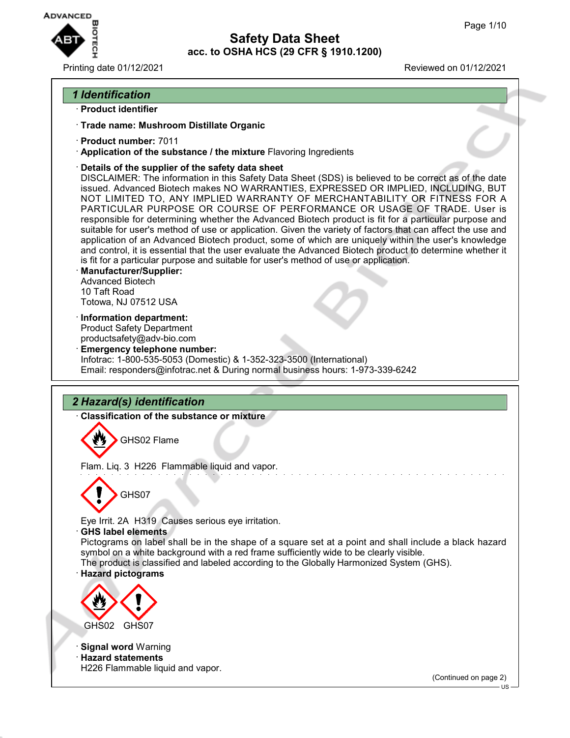# Safety Data Sheet
## acc. to OSHA HCS (29 CFR § 1910.1200)

Printing date 01/12/2021 Reviewed on 01/12/2021

## 1 Identification

· **Product identifier**

· **Trade name: Mushroom Distillate Organic**

· **Product number:** 7011

· **Application of the substance / the mixture** Flavoring Ingredients

· **Details of the supplier of the safety data sheet**

DISCLAIMER: The information in this Safety Data Sheet (SDS) is believed to be correct as of the date issued. Advanced Biotech makes NO WARRANTIES, EXPRESSED OR IMPLIED, INCLUDING, BUT NOT LIMITED TO, ANY IMPLIED WARRANTY OF MERCHANTABILITY OR FITNESS FOR A PARTICULAR PURPOSE OR COURSE OF PERFORMANCE OR USAGE OF TRADE. User is responsible for determining whether the Advanced Biotech product is fit for a particular purpose and suitable for user's method of use or application. Given the variety of factors that can affect the use and application of an Advanced Biotech product, some of which are uniquely within the user's knowledge and control, it is essential that the user evaluate the Advanced Biotech product to determine whether it is fit for a particular purpose and suitable for user's method of use or application.

· **Manufacturer/Supplier:**

Advanced Biotech
10 Taft Road
Totowa, NJ 07512 USA

· **Information department:**

Product Safety Department
productsafety@adv-bio.com

· **Emergency telephone number:**

Infotrac: 1-800-535-5053 (Domestic) & 1-352-323-3500 (International)
Email: responders@infotrac.net & During normal business hours: 1-973-339-6242

## 2 Hazard(s) identification

· **Classification of the substance or mixture**

GHS02 Flame

Flam. Liq. 3 H226 Flammable liquid and vapor.

GHS07

Eye Irrit. 2A H319 Causes serious eye irritation.

· **GHS label elements**

Pictograms on label shall be in the shape of a square set at a point and shall include a black hazard symbol on a white background with a red frame sufficiently wide to be clearly visible.
The product is classified and labeled according to the Globally Harmonized System (GHS).

· **Hazard pictograms**

GHS02 GHS07

· **Signal word** Warning

· **Hazard statements**

H226 Flammable liquid and vapor.

(Continued on page 2)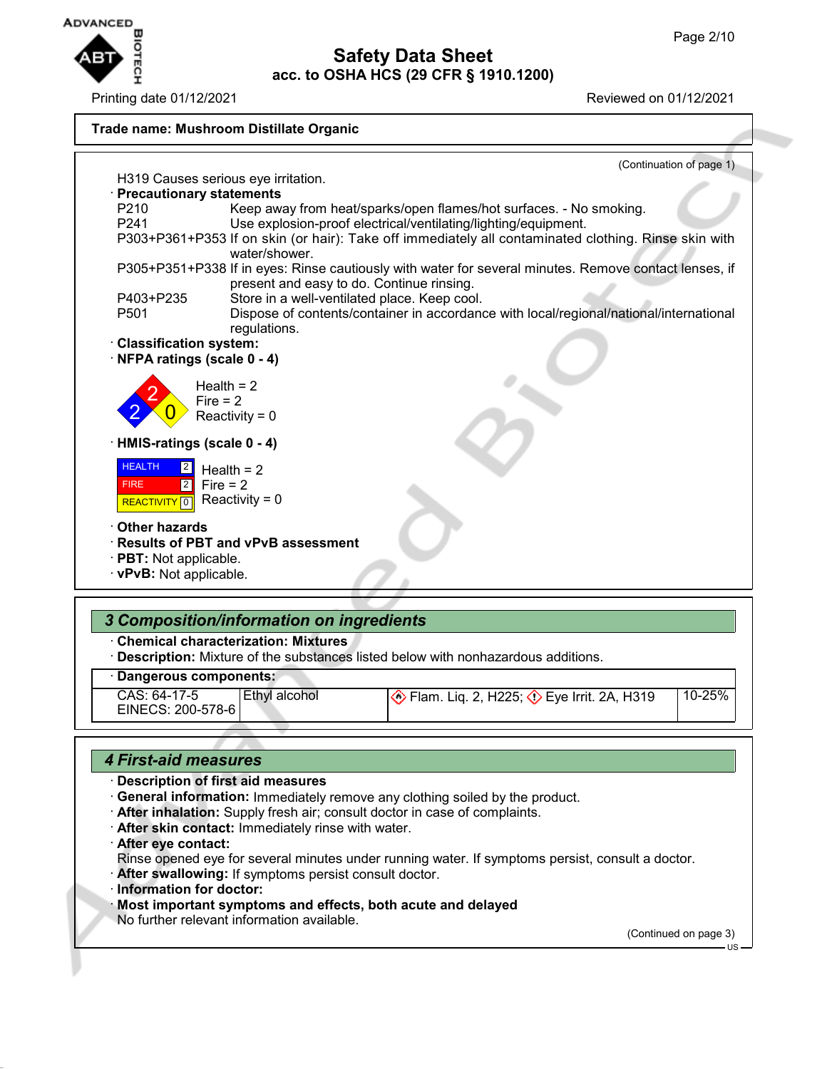**Trade name: Mushroom Distillate Organic**

(Continuation of page 1)

H319 Causes serious eye irritation.

· **Precautionary statements**

| | |
|---|---|
| P210 | Keep away from heat/sparks/open flames/hot surfaces. - No smoking. |
| P241 | Use explosion-proof electrical/ventilating/lighting/equipment. |
| P303+P361+P353 | If on skin (or hair): Take off immediately all contaminated clothing. Rinse skin with water/shower. |
| P305+P351+P338 | If in eyes: Rinse cautiously with water for several minutes. Remove contact lenses, if present and easy to do. Continue rinsing. |
| P403+P235 | Store in a well-ventilated place. Keep cool. |
| P501 | Dispose of contents/container in accordance with local/regional/national/international regulations. |

· **Classification system:**

· **NFPA ratings (scale 0 - 4)**

Health = 2
Fire = 2
Reactivity = 0

· **HMIS-ratings (scale 0 - 4)**

| | |
|---|---|
| HEALTH | 2 |
| FIRE | 2 |
| REACTIVITY | 0 |

Health = 2
Fire = 2
Reactivity = 0

· **Other hazards**

· **Results of PBT and vPvB assessment**

· **PBT:** Not applicable.

· **vPvB:** Not applicable.

## 3 Composition/information on ingredients

· **Chemical characterization: Mixtures**

· **Description:** Mixture of the substances listed below with nonhazardous additions.

· **Dangerous components:**

| | | | |
|---|---|---|---|
| CAS: 64-17-5<br>EINECS: 200-578-6 | Ethyl alcohol | Flam. Liq. 2, H225; Eye Irrit. 2A, H319 | 10-25% |

## 4 First-aid measures

· **Description of first aid measures**

· **General information:** Immediately remove any clothing soiled by the product.

· **After inhalation:** Supply fresh air; consult doctor in case of complaints.

· **After skin contact:** Immediately rinse with water.

· **After eye contact:**
Rinse opened eye for several minutes under running water. If symptoms persist, consult a doctor.

· **After swallowing:** If symptoms persist consult doctor.

· **Information for doctor:**

· **Most important symptoms and effects, both acute and delayed**
No further relevant information available.

(Continued on page 3)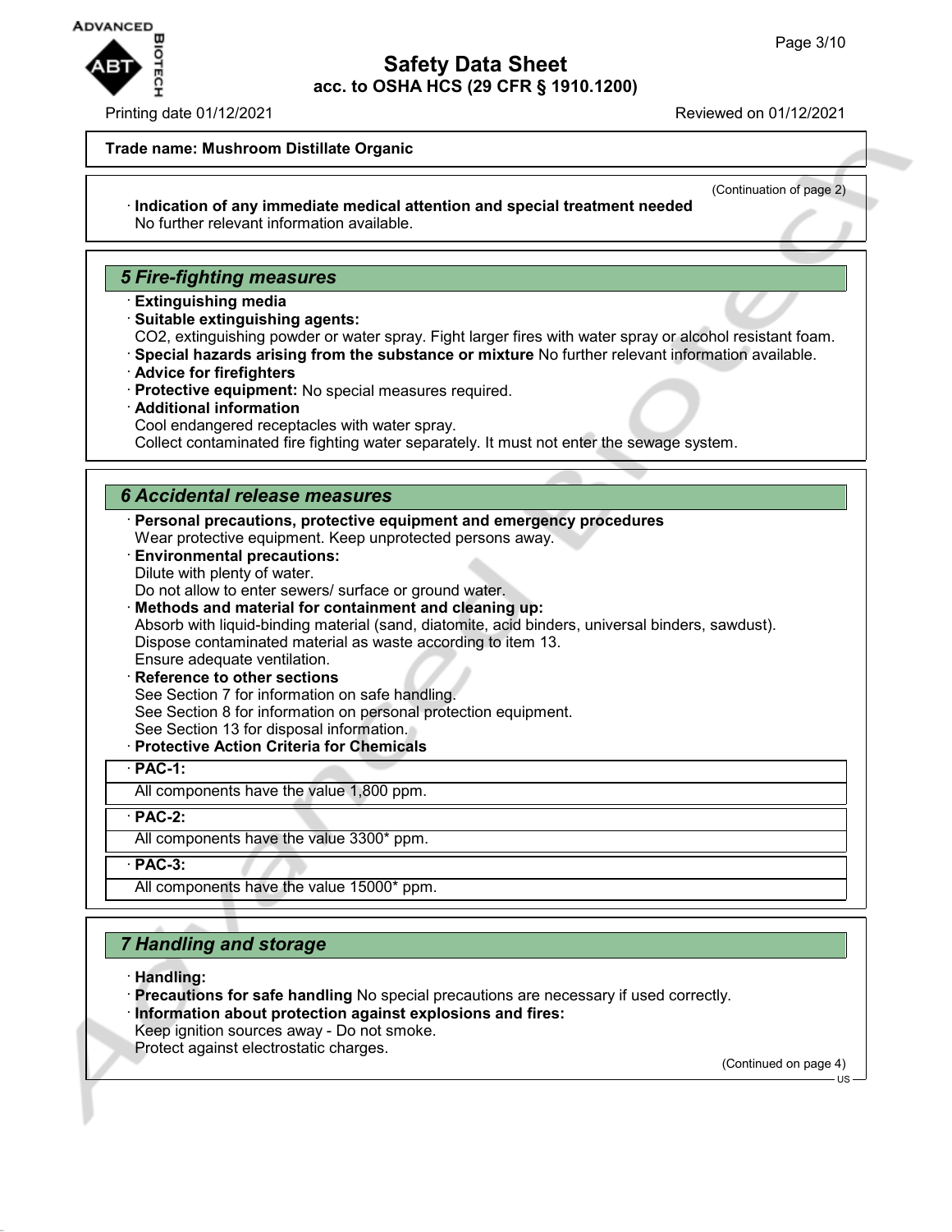**Trade name: Mushroom Distillate Organic**

(Continuation of page 2)

· **Indication of any immediate medical attention and special treatment needed**
No further relevant information available.

## 5 Fire-fighting measures

· **Extinguishing media**
· **Suitable extinguishing agents:**
$CO_2$, extinguishing powder or water spray. Fight larger fires with water spray or alcohol resistant foam.
· **Special hazards arising from the substance or mixture** No further relevant information available.
· **Advice for firefighters**
· **Protective equipment:** No special measures required.
· **Additional information**
Cool endangered receptacles with water spray.
Collect contaminated fire fighting water separately. It must not enter the sewage system.

## 6 Accidental release measures

· **Personal precautions, protective equipment and emergency procedures**
Wear protective equipment. Keep unprotected persons away.
· **Environmental precautions:**
Dilute with plenty of water.
Do not allow to enter sewers/ surface or ground water.
· **Methods and material for containment and cleaning up:**
Absorb with liquid-binding material (sand, diatomite, acid binders, universal binders, sawdust).
Dispose contaminated material as waste according to item 13.
Ensure adequate ventilation.
· **Reference to other sections**
See Section 7 for information on safe handling.
See Section 8 for information on personal protection equipment.
See Section 13 for disposal information.
· **Protective Action Criteria for Chemicals**

| · **PAC-1:** |
|---|
| All components have the value 1,800 ppm. |

| · **PAC-2:** |
|---|
| All components have the value 3300* ppm. |

| · **PAC-3:** |
|---|
| All components have the value 15000* ppm. |

## 7 Handling and storage

· **Handling:**
· **Precautions for safe handling** No special precautions are necessary if used correctly.
· **Information about protection against explosions and fires:**
Keep ignition sources away - Do not smoke.
Protect against electrostatic charges.

(Continued on page 4)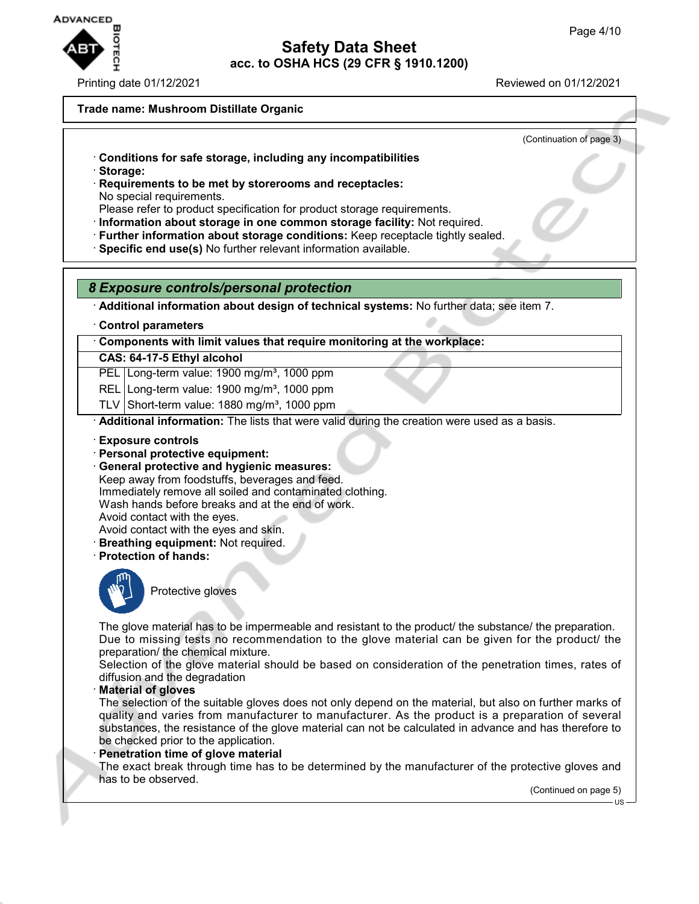**Trade name: Mushroom Distillate Organic**

(Continuation of page 3)

· **Conditions for safe storage, including any incompatibilities**
· **Storage:**
· **Requirements to be met by storerooms and receptacles:**
No special requirements.
Please refer to product specification for product storage requirements.
· **Information about storage in one common storage facility:** Not required.
· **Further information about storage conditions:** Keep receptacle tightly sealed.
· **Specific end use(s)** No further relevant information available.

## *8 Exposure controls/personal protection*

· **Additional information about design of technical systems:** No further data; see item 7.

· **Control parameters**

| · **Components with limit values that require monitoring at the workplace:** | |
|---|---|
| **CAS: 64-17-5 Ethyl alcohol** | |
| PEL | Long-term value: 1900 mg/m³, 1000 ppm |
| REL | Long-term value: 1900 mg/m³, 1000 ppm |
| TLV | Short-term value: 1880 mg/m³, 1000 ppm |

· **Additional information:** The lists that were valid during the creation were used as a basis.

· **Exposure controls**
· **Personal protective equipment:**
· **General protective and hygienic measures:**
Keep away from foodstuffs, beverages and feed.
Immediately remove all soiled and contaminated clothing.
Wash hands before breaks and at the end of work.
Avoid contact with the eyes.
Avoid contact with the eyes and skin.
· **Breathing equipment:** Not required.
· **Protection of hands:**

Protective gloves

The glove material has to be impermeable and resistant to the product/ the substance/ the preparation.
Due to missing tests no recommendation to the glove material can be given for the product/ the preparation/ the chemical mixture.
Selection of the glove material should be based on consideration of the penetration times, rates of diffusion and the degradation
· **Material of gloves**
The selection of the suitable gloves does not only depend on the material, but also on further marks of quality and varies from manufacturer to manufacturer. As the product is a preparation of several substances, the resistance of the glove material can not be calculated in advance and has therefore to be checked prior to the application.
· **Penetration time of glove material**
The exact break through time has to be determined by the manufacturer of the protective gloves and has to be observed.

(Continued on page 5)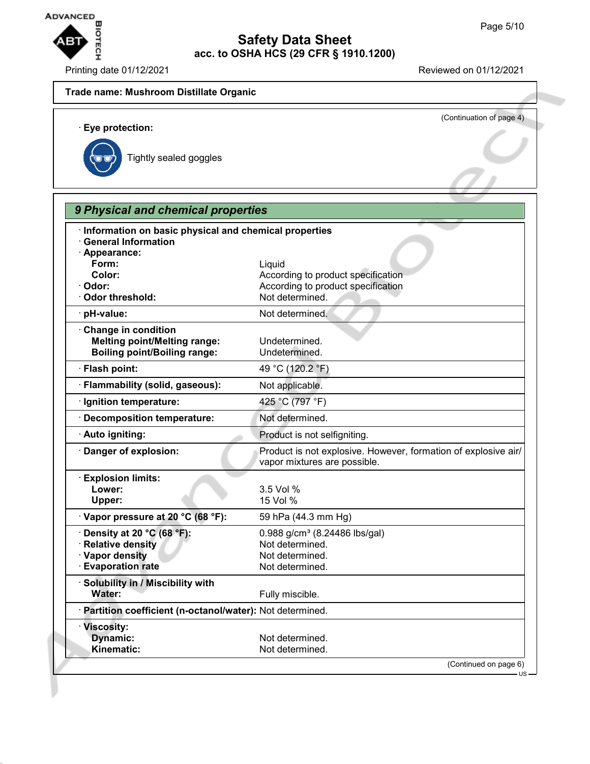**Trade name: Mushroom Distillate Organic**

(Continuation of page 4)

· **Eye protection:**

Tightly sealed goggles

## 9 Physical and chemical properties

· **Information on basic physical and chemical properties**
· **General Information**
· **Appearance:**

| | |
|---|---|
| **Form:** | Liquid |
| **Color:** | According to product specification |
| · **Odor:** | According to product specification |
| · **Odor threshold:** | Not determined. |
| · **pH-value:** | Not determined. |
| · **Change in condition** | |
| **Melting point/Melting range:** | Undetermined. |
| **Boiling point/Boiling range:** | Undetermined. |
| · **Flash point:** | 49 °C (120.2 °F) |
| · **Flammability (solid, gaseous):** | Not applicable. |
| · **Ignition temperature:** | 425 °C (797 °F) |
| · **Decomposition temperature:** | Not determined. |
| · **Auto igniting:** | Product is not selfigniting. |
| · **Danger of explosion:** | Product is not explosive. However, formation of explosive air/vapor mixtures are possible. |
| · **Explosion limits:** | |
| **Lower:** | 3.5 Vol % |
| **Upper:** | 15 Vol % |
| · **Vapor pressure at 20 °C (68 °F):** | 59 hPa (44.3 mm Hg) |
| · **Density at 20 °C (68 °F):** | 0.988 g/cm³ (8.24486 lbs/gal) |
| · **Relative density** | Not determined. |
| · **Vapor density** | Not determined. |
| · **Evaporation rate** | Not determined. |
| · **Solubility in / Miscibility with** | |
| **Water:** | Fully miscible. |
| · **Partition coefficient (n-octanol/water):** | Not determined. |
| · **Viscosity:** | |
| **Dynamic:** | Not determined. |
| **Kinematic:** | Not determined. |

(Continued on page 6)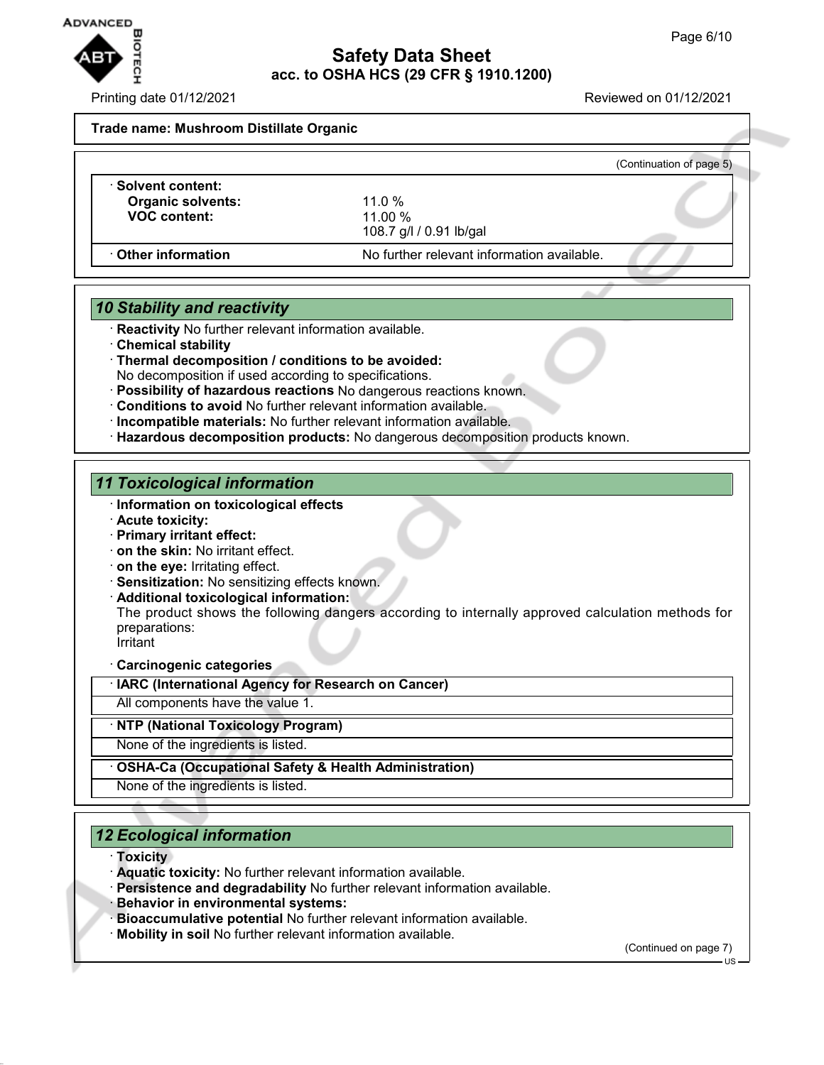**Trade name: Mushroom Distillate Organic**

(Continuation of page 5)

| · **Solvent content:** | |
|---|---|
| **Organic solvents:** | 11.0 % |
| **VOC content:** | 11.00 %<br>108.7 g/l / 0.91 lb/gal |
| · **Other information** | No further relevant information available. |

## 10 Stability and reactivity

- · **Reactivity** No further relevant information available.
- · **Chemical stability**
- · **Thermal decomposition / conditions to be avoided:** No decomposition if used according to specifications.
- · **Possibility of hazardous reactions** No dangerous reactions known.
- · **Conditions to avoid** No further relevant information available.
- · **Incompatible materials:** No further relevant information available.
- · **Hazardous decomposition products:** No dangerous decomposition products known.

## 11 Toxicological information

- · **Information on toxicological effects**
- · **Acute toxicity:**
- · **Primary irritant effect:**
- · **on the skin:** No irritant effect.
- · **on the eye:** Irritating effect.
- · **Sensitization:** No sensitizing effects known.
- · **Additional toxicological information:** The product shows the following dangers according to internally approved calculation methods for preparations: Irritant
- · **Carcinogenic categories**

| · **IARC (International Agency for Research on Cancer)** |
|---|
| All components have the value 1. |

| · **NTP (National Toxicology Program)** |
|---|
| None of the ingredients is listed. |

| · **OSHA-Ca (Occupational Safety & Health Administration)** |
|---|
| None of the ingredients is listed. |

## 12 Ecological information

- · **Toxicity**
- · **Aquatic toxicity:** No further relevant information available.
- · **Persistence and degradability** No further relevant information available.
- · **Behavior in environmental systems:**
- · **Bioaccumulative potential** No further relevant information available.
- · **Mobility in soil** No further relevant information available.

(Continued on page 7)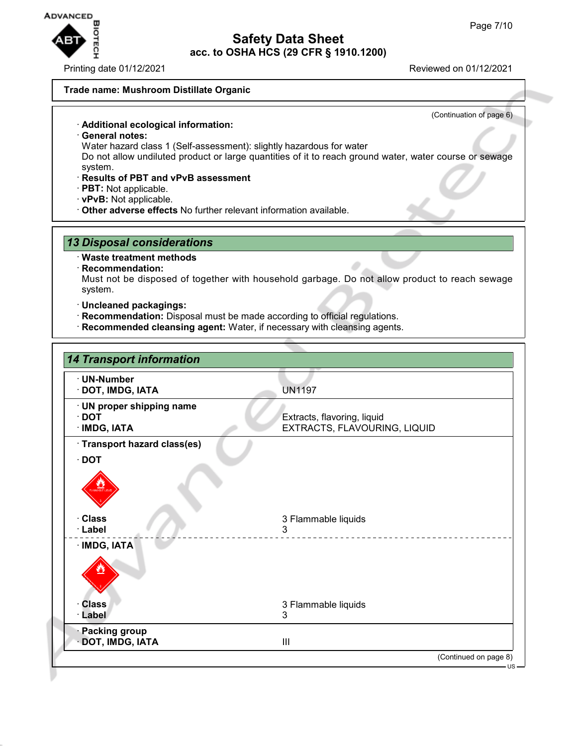**Trade name: Mushroom Distillate Organic**

(Continuation of page 6)

· **Additional ecological information:**
· **General notes:**
Water hazard class 1 (Self-assessment): slightly hazardous for water
Do not allow undiluted product or large quantities of it to reach ground water, water course or sewage system.
· **Results of PBT and vPvB assessment**
· **PBT:** Not applicable.
· **vPvB:** Not applicable.
· **Other adverse effects** No further relevant information available.

## 13 Disposal considerations

· **Waste treatment methods**
· **Recommendation:**
Must not be disposed of together with household garbage. Do not allow product to reach sewage system.

· **Uncleaned packagings:**
· **Recommendation:** Disposal must be made according to official regulations.
· **Recommended cleansing agent:** Water, if necessary with cleansing agents.

## 14 Transport information

| | |
|---|---|
| · **UN-Number** | |
| · **DOT, IMDG, IATA** | UN1197 |
| · **UN proper shipping name** | |
| · **DOT** | Extracts, flavoring, liquid |
| · **IMDG, IATA** | EXTRACTS, FLAVOURING, LIQUID |
| · **Transport hazard class(es)** | |
| · **DOT** | |
| · **Class** | 3 Flammable liquids |
| · **Label** | 3 |
| · **IMDG, IATA** | |
| · **Class** | 3 Flammable liquids |
| · **Label** | 3 |
| · **Packing group** | |
| · **DOT, IMDG, IATA** | III |

(Continued on page 8)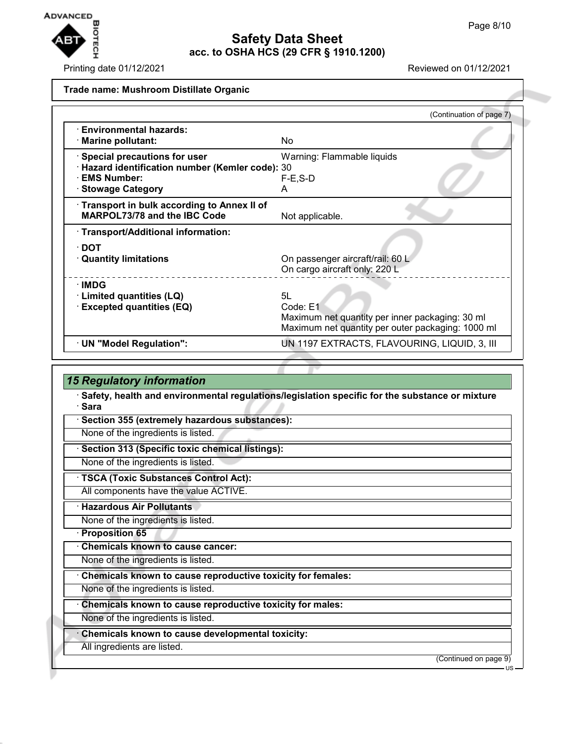Trade name: Mushroom Distillate Organic

(Continuation of page 7)

| | |
|---|---|
| · **Environmental hazards:** | |
| · **Marine pollutant:** | No |
| · **Special precautions for user** | Warning: Flammable liquids |
| · **Hazard identification number (Kemler code):** | 30 |
| · **EMS Number:** | F-E,S-D |
| · **Stowage Category** | A |
| · **Transport in bulk according to Annex II of MARPOL73/78 and the IBC Code** | Not applicable. |
| · **Transport/Additional information:** | |
| · **DOT** | |
| · **Quantity limitations** | On passenger aircraft/rail: 60 L<br>On cargo aircraft only: 220 L |
| · **IMDG** | |
| · **Limited quantities (LQ)** | 5L |
| · **Excepted quantities (EQ)** | Code: E1<br>Maximum net quantity per inner packaging: 30 ml<br>Maximum net quantity per outer packaging: 1000 ml |
| · **UN "Model Regulation":** | UN 1197 EXTRACTS, FLAVOURING, LIQUID, 3, III |

## *15 Regulatory information*

· **Safety, health and environmental regulations/legislation specific for the substance or mixture**

· **Sara**

· **Section 355 (extremely hazardous substances):**

None of the ingredients is listed.

· **Section 313 (Specific toxic chemical listings):**

None of the ingredients is listed.

· **TSCA (Toxic Substances Control Act):**

All components have the value ACTIVE.

· **Hazardous Air Pollutants**

None of the ingredients is listed.

· **Proposition 65**

· **Chemicals known to cause cancer:**

None of the ingredients is listed.

· **Chemicals known to cause reproductive toxicity for females:**

None of the ingredients is listed.

· **Chemicals known to cause reproductive toxicity for males:**

None of the ingredients is listed.

· **Chemicals known to cause developmental toxicity:**

All ingredients are listed.

(Continued on page 9)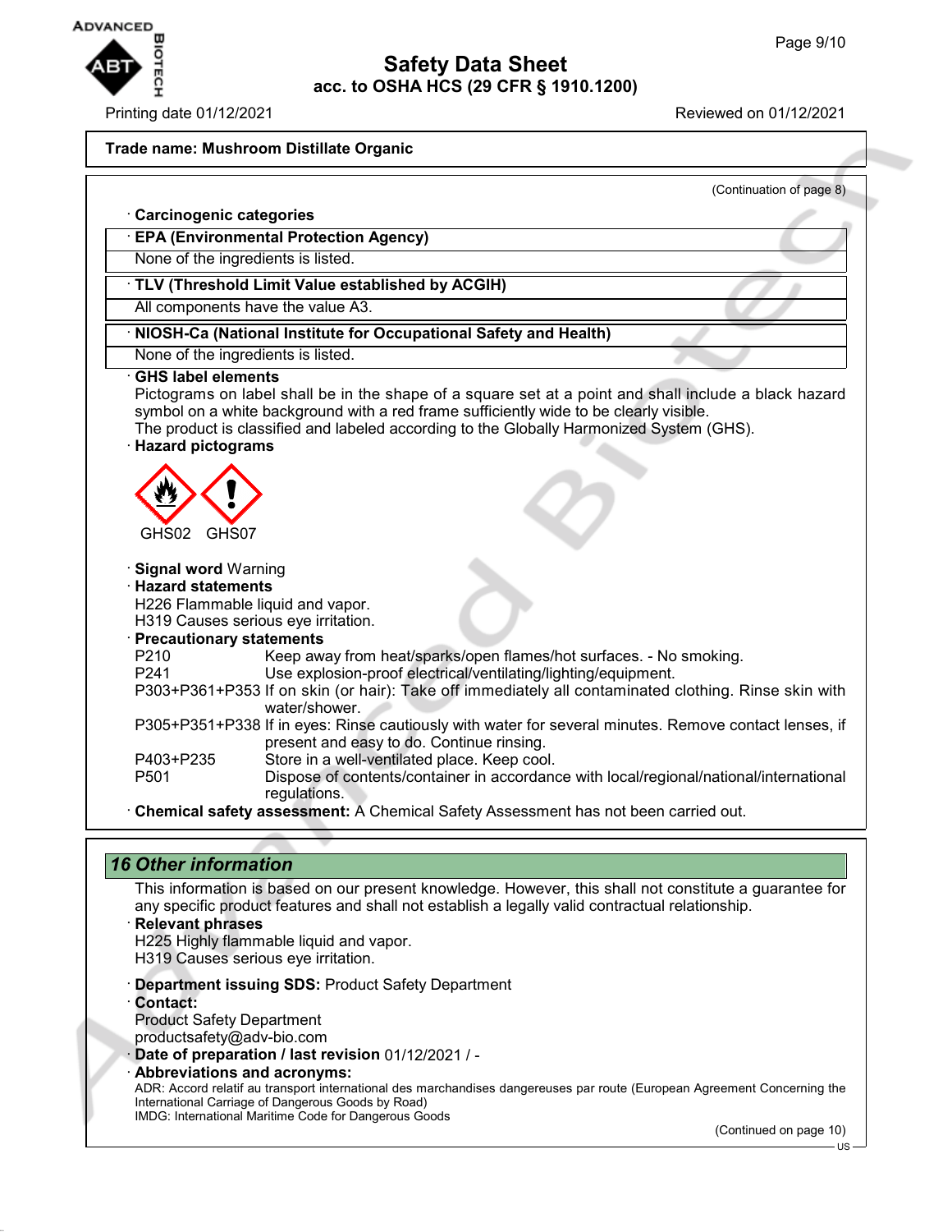**Trade name: Mushroom Distillate Organic**

(Continuation of page 8)

· **Carcinogenic categories**

· **EPA (Environmental Protection Agency)**

None of the ingredients is listed.

· **TLV (Threshold Limit Value established by ACGIH)**

All components have the value A3.

· **NIOSH-Ca (National Institute for Occupational Safety and Health)**

None of the ingredients is listed.

· **GHS label elements**

Pictograms on label shall be in the shape of a square set at a point and shall include a black hazard symbol on a white background with a red frame sufficiently wide to be clearly visible.
The product is classified and labeled according to the Globally Harmonized System (GHS).

· **Hazard pictograms**

GHS02 GHS07

· **Signal word** Warning

· **Hazard statements**

H226 Flammable liquid and vapor.
H319 Causes serious eye irritation.

· **Precautionary statements**

| | |
|---|---|
| P210 | Keep away from heat/sparks/open flames/hot surfaces. - No smoking. |
| P241 | Use explosion-proof electrical/ventilating/lighting/equipment. |
| P303+P361+P353 | If on skin (or hair): Take off immediately all contaminated clothing. Rinse skin with water/shower. |
| P305+P351+P338 | If in eyes: Rinse cautiously with water for several minutes. Remove contact lenses, if present and easy to do. Continue rinsing. |
| P403+P235 | Store in a well-ventilated place. Keep cool. |
| P501 | Dispose of contents/container in accordance with local/regional/national/international regulations. |

· **Chemical safety assessment:** A Chemical Safety Assessment has not been carried out.

## *16 Other information*

This information is based on our present knowledge. However, this shall not constitute a guarantee for any specific product features and shall not establish a legally valid contractual relationship.

· **Relevant phrases**

H225 Highly flammable liquid and vapor.
H319 Causes serious eye irritation.

· **Department issuing SDS:** Product Safety Department

· **Contact:**

Product Safety Department
productsafety@adv-bio.com

· **Date of preparation / last revision** 01/12/2021 / -

· **Abbreviations and acronyms:**

ADR: Accord relatif au transport international des marchandises dangereuses par route (European Agreement Concerning the International Carriage of Dangerous Goods by Road)
IMDG: International Maritime Code for Dangerous Goods

(Continued on page 10)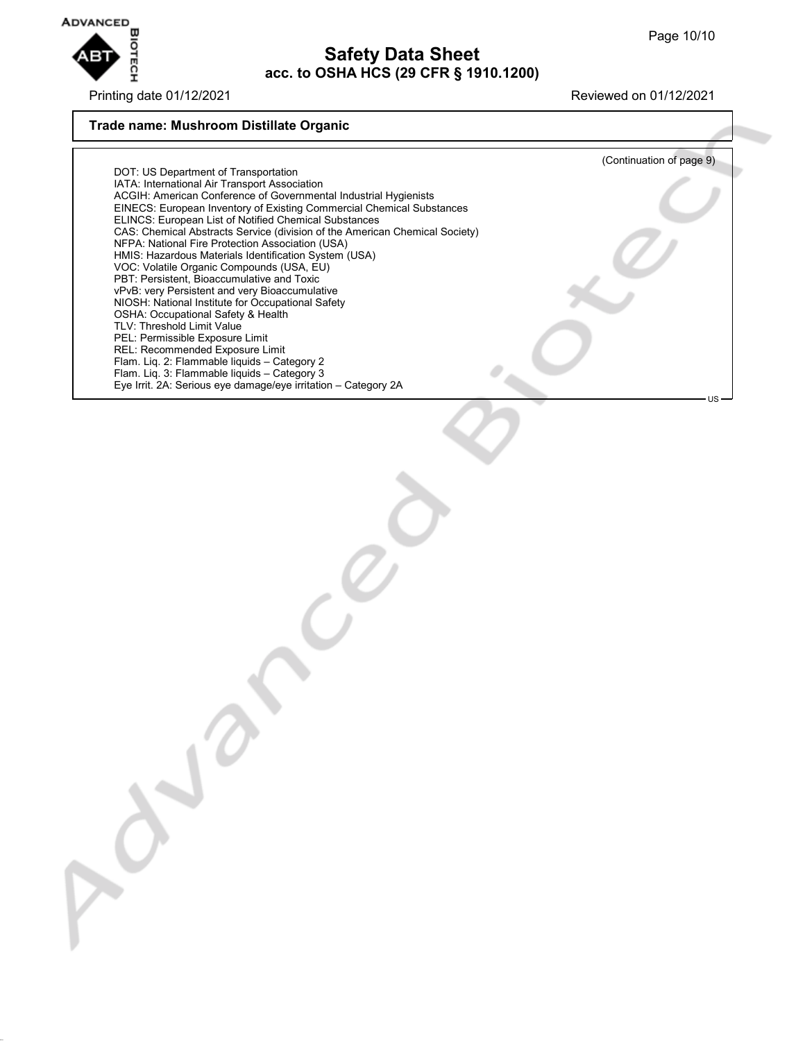**Trade name: Mushroom Distillate Organic**

(Continuation of page 9)

DOT: US Department of Transportation
IATA: International Air Transport Association
ACGIH: American Conference of Governmental Industrial Hygienists
EINECS: European Inventory of Existing Commercial Chemical Substances
ELINCS: European List of Notified Chemical Substances
CAS: Chemical Abstracts Service (division of the American Chemical Society)
NFPA: National Fire Protection Association (USA)
HMIS: Hazardous Materials Identification System (USA)
VOC: Volatile Organic Compounds (USA, EU)
PBT: Persistent, Bioaccumulative and Toxic
vPvB: very Persistent and very Bioaccumulative
NIOSH: National Institute for Occupational Safety
OSHA: Occupational Safety & Health
TLV: Threshold Limit Value
PEL: Permissible Exposure Limit
REL: Recommended Exposure Limit
Flam. Liq. 2: Flammable liquids – Category 2
Flam. Liq. 3: Flammable liquids – Category 3
Eye Irrit. 2A: Serious eye damage/eye irritation – Category 2A